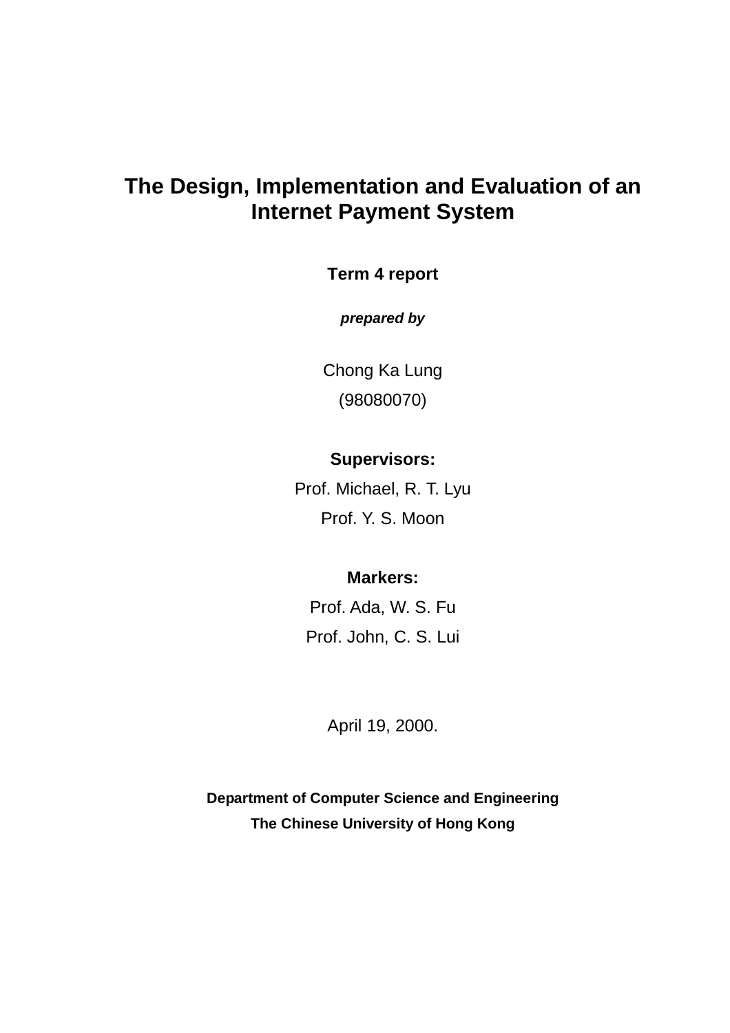# The Design, Implementation and Evaluation of an Internet Payment System

**Term 4 report**

***prepared by***

Chong Ka Lung

(98080070)

**Supervisors:**

Prof. Michael, R. T. Lyu

Prof. Y. S. Moon

**Markers:**

Prof. Ada, W. S. Fu

Prof. John, C. S. Lui

April 19, 2000.

**Department of Computer Science and Engineering**

**The Chinese University of Hong Kong**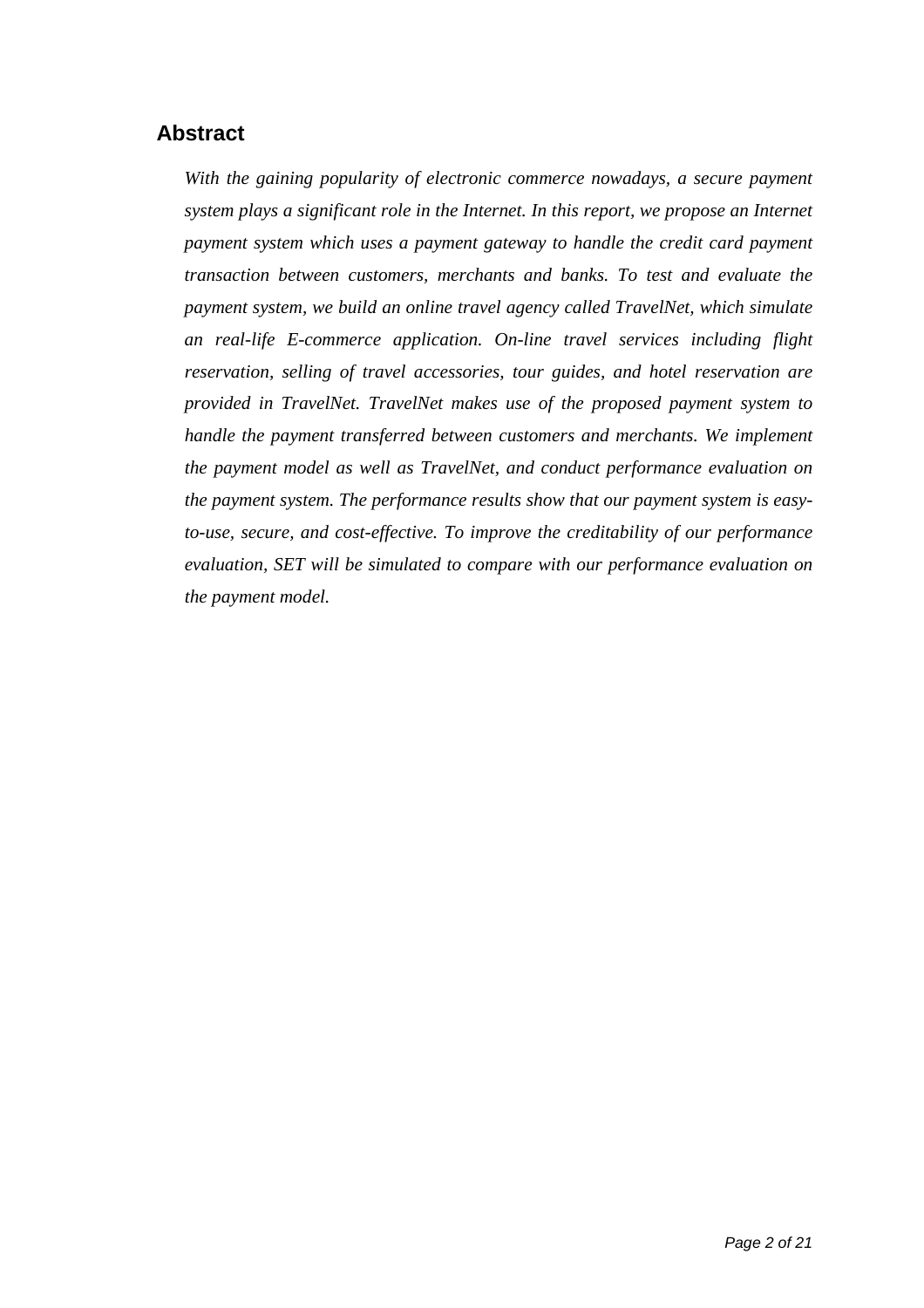## Abstract

*With the gaining popularity of electronic commerce nowadays, a secure payment system plays a significant role in the Internet. In this report, we propose an Internet payment system which uses a payment gateway to handle the credit card payment transaction between customers, merchants and banks. To test and evaluate the payment system, we build an online travel agency called TravelNet, which simulate an real-life E-commerce application. On-line travel services including flight reservation, selling of travel accessories, tour guides, and hotel reservation are provided in TravelNet. TravelNet makes use of the proposed payment system to handle the payment transferred between customers and merchants. We implement the payment model as well as TravelNet, and conduct performance evaluation on the payment system. The performance results show that our payment system is easy-to-use, secure, and cost-effective. To improve the creditability of our performance evaluation, SET will be simulated to compare with our performance evaluation on the payment model.*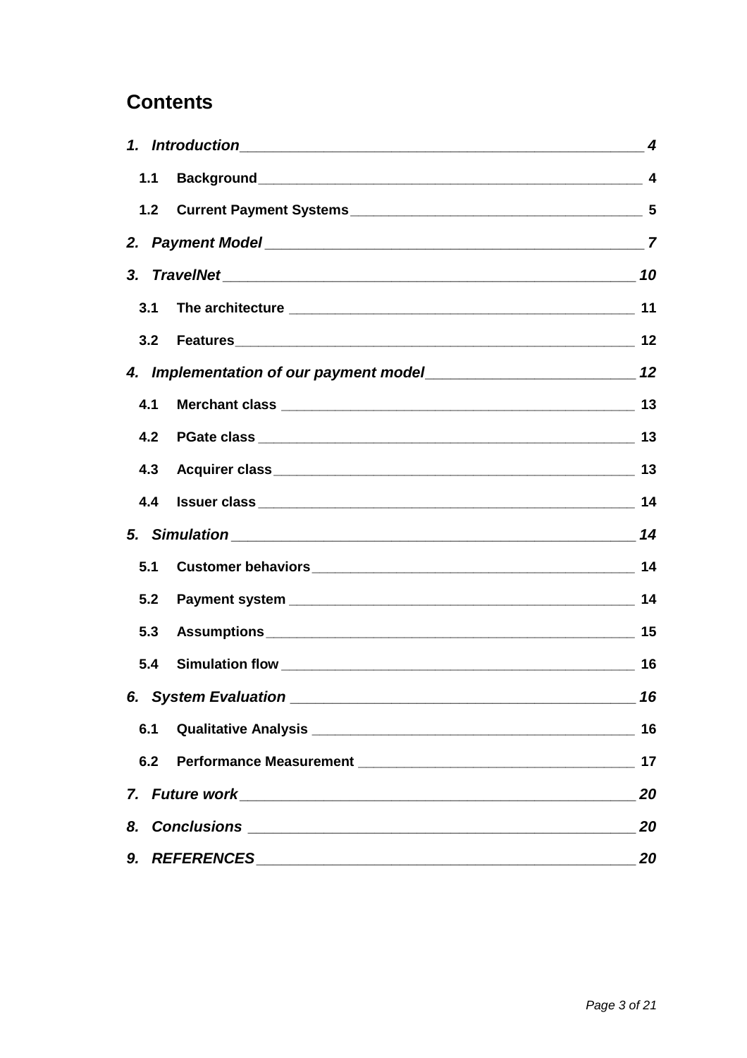# Contents

*1. Introduction* ___ *4*

1.1 Background ___ 4

1.2 Current Payment Systems ___ 5

*2. Payment Model* ___ *7*

*3. TravelNet* ___ *10*

3.1 The architecture ___ 11

3.2 Features ___ 12

*4. Implementation of our payment model* ___ *12*

4.1 Merchant class ___ 13

4.2 PGate class ___ 13

4.3 Acquirer class ___ 13

4.4 Issuer class ___ 14

*5. Simulation* ___ *14*

5.1 Customer behaviors ___ 14

5.2 Payment system ___ 14

5.3 Assumptions ___ 15

5.4 Simulation flow ___ 16

*6. System Evaluation* ___ *16*

6.1 Qualitative Analysis ___ 16

6.2 Performance Measurement ___ 17

*7. Future work* ___ *20*

*8. Conclusions* ___ *20*

*9. REFERENCES* ___ *20*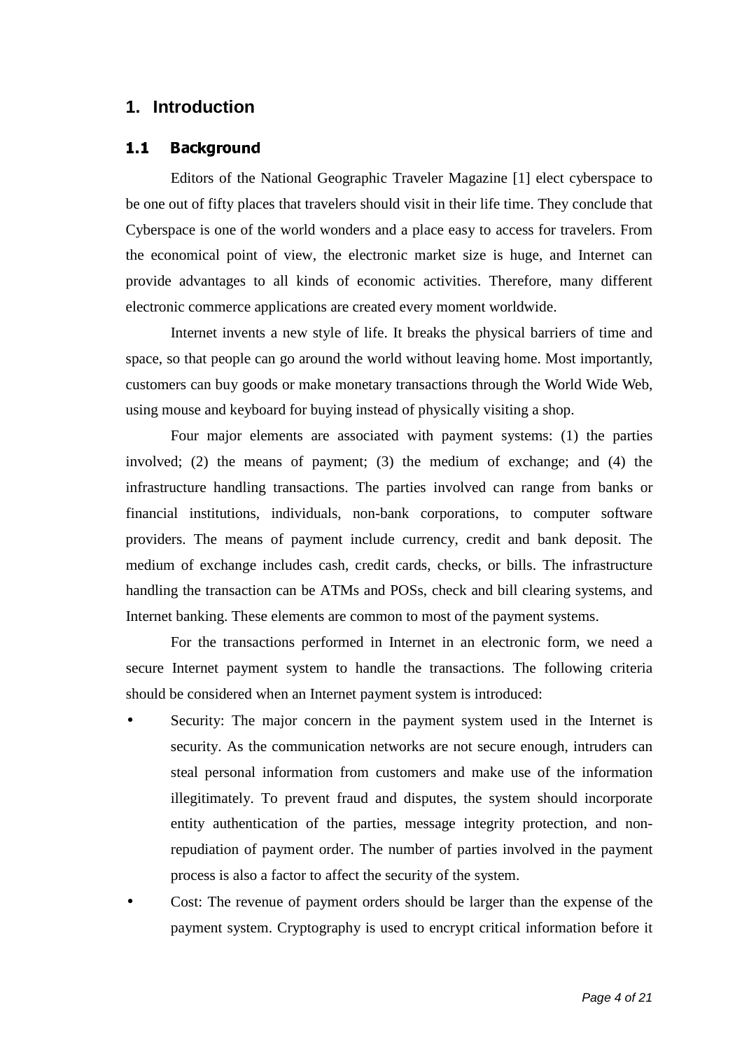# 1. Introduction

## 1.1 Background

Editors of the National Geographic Traveler Magazine [1] elect cyberspace to be one out of fifty places that travelers should visit in their life time. They conclude that Cyberspace is one of the world wonders and a place easy to access for travelers. From the economical point of view, the electronic market size is huge, and Internet can provide advantages to all kinds of economic activities. Therefore, many different electronic commerce applications are created every moment worldwide.

Internet invents a new style of life. It breaks the physical barriers of time and space, so that people can go around the world without leaving home. Most importantly, customers can buy goods or make monetary transactions through the World Wide Web, using mouse and keyboard for buying instead of physically visiting a shop.

Four major elements are associated with payment systems: (1) the parties involved; (2) the means of payment; (3) the medium of exchange; and (4) the infrastructure handling transactions. The parties involved can range from banks or financial institutions, individuals, non-bank corporations, to computer software providers. The means of payment include currency, credit and bank deposit. The medium of exchange includes cash, credit cards, checks, or bills. The infrastructure handling the transaction can be ATMs and POSs, check and bill clearing systems, and Internet banking. These elements are common to most of the payment systems.

For the transactions performed in Internet in an electronic form, we need a secure Internet payment system to handle the transactions. The following criteria should be considered when an Internet payment system is introduced:

- Security: The major concern in the payment system used in the Internet is security. As the communication networks are not secure enough, intruders can steal personal information from customers and make use of the information illegitimately. To prevent fraud and disputes, the system should incorporate entity authentication of the parties, message integrity protection, and non-repudiation of payment order. The number of parties involved in the payment process is also a factor to affect the security of the system.
- Cost: The revenue of payment orders should be larger than the expense of the payment system. Cryptography is used to encrypt critical information before it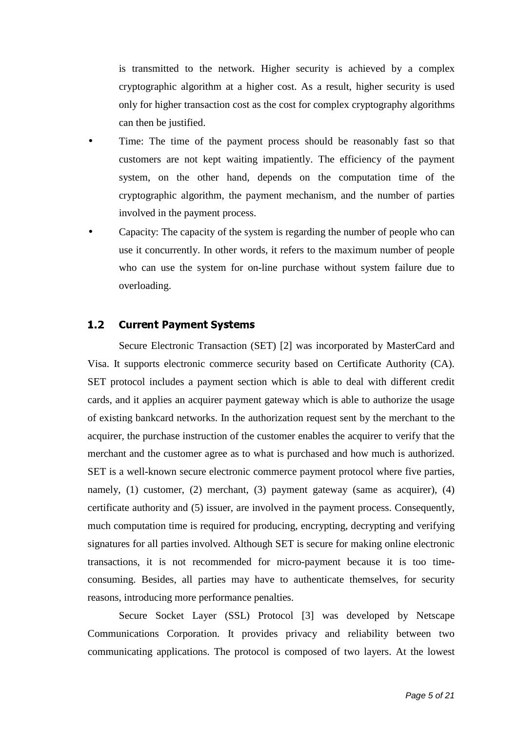is transmitted to the network. Higher security is achieved by a complex cryptographic algorithm at a higher cost. As a result, higher security is used only for higher transaction cost as the cost for complex cryptography algorithms can then be justified.

- Time: The time of the payment process should be reasonably fast so that customers are not kept waiting impatiently. The efficiency of the payment system, on the other hand, depends on the computation time of the cryptographic algorithm, the payment mechanism, and the number of parties involved in the payment process.
- Capacity: The capacity of the system is regarding the number of people who can use it concurrently. In other words, it refers to the maximum number of people who can use the system for on-line purchase without system failure due to overloading.

## 1.2 Current Payment Systems

Secure Electronic Transaction (SET) [2] was incorporated by MasterCard and Visa. It supports electronic commerce security based on Certificate Authority (CA). SET protocol includes a payment section which is able to deal with different credit cards, and it applies an acquirer payment gateway which is able to authorize the usage of existing bankcard networks. In the authorization request sent by the merchant to the acquirer, the purchase instruction of the customer enables the acquirer to verify that the merchant and the customer agree as to what is purchased and how much is authorized. SET is a well-known secure electronic commerce payment protocol where five parties, namely, (1) customer, (2) merchant, (3) payment gateway (same as acquirer), (4) certificate authority and (5) issuer, are involved in the payment process. Consequently, much computation time is required for producing, encrypting, decrypting and verifying signatures for all parties involved. Although SET is secure for making online electronic transactions, it is not recommended for micro-payment because it is too time-consuming. Besides, all parties may have to authenticate themselves, for security reasons, introducing more performance penalties.

Secure Socket Layer (SSL) Protocol [3] was developed by Netscape Communications Corporation. It provides privacy and reliability between two communicating applications. The protocol is composed of two layers. At the lowest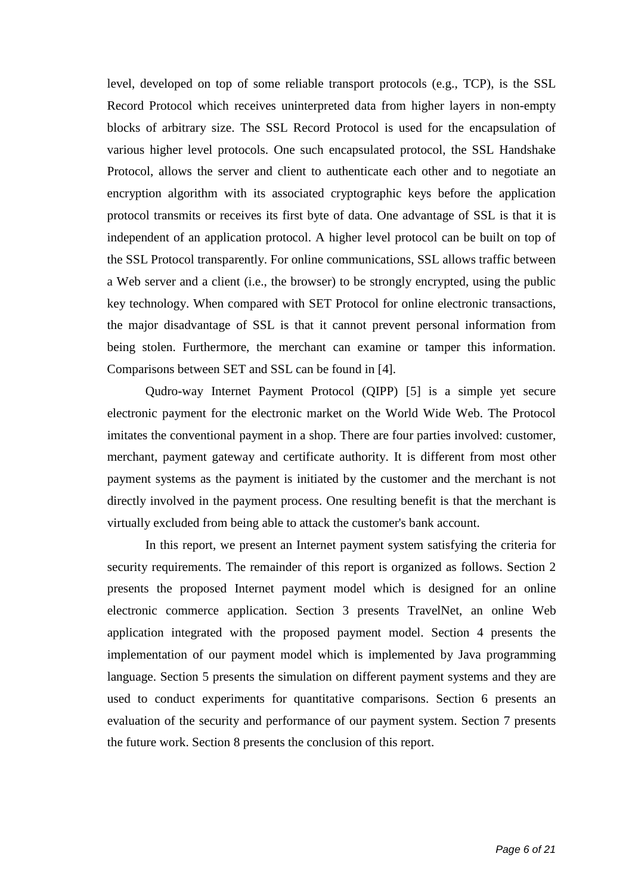level, developed on top of some reliable transport protocols (e.g., TCP), is the SSL Record Protocol which receives uninterpreted data from higher layers in non-empty blocks of arbitrary size. The SSL Record Protocol is used for the encapsulation of various higher level protocols. One such encapsulated protocol, the SSL Handshake Protocol, allows the server and client to authenticate each other and to negotiate an encryption algorithm with its associated cryptographic keys before the application protocol transmits or receives its first byte of data. One advantage of SSL is that it is independent of an application protocol. A higher level protocol can be built on top of the SSL Protocol transparently. For online communications, SSL allows traffic between a Web server and a client (i.e., the browser) to be strongly encrypted, using the public key technology. When compared with SET Protocol for online electronic transactions, the major disadvantage of SSL is that it cannot prevent personal information from being stolen. Furthermore, the merchant can examine or tamper this information. Comparisons between SET and SSL can be found in [4].

Qudro-way Internet Payment Protocol (QIPP) [5] is a simple yet secure electronic payment for the electronic market on the World Wide Web. The Protocol imitates the conventional payment in a shop. There are four parties involved: customer, merchant, payment gateway and certificate authority. It is different from most other payment systems as the payment is initiated by the customer and the merchant is not directly involved in the payment process. One resulting benefit is that the merchant is virtually excluded from being able to attack the customer's bank account.

In this report, we present an Internet payment system satisfying the criteria for security requirements. The remainder of this report is organized as follows. Section 2 presents the proposed Internet payment model which is designed for an online electronic commerce application. Section 3 presents TravelNet, an online Web application integrated with the proposed payment model. Section 4 presents the implementation of our payment model which is implemented by Java programming language. Section 5 presents the simulation on different payment systems and they are used to conduct experiments for quantitative comparisons. Section 6 presents an evaluation of the security and performance of our payment system. Section 7 presents the future work. Section 8 presents the conclusion of this report.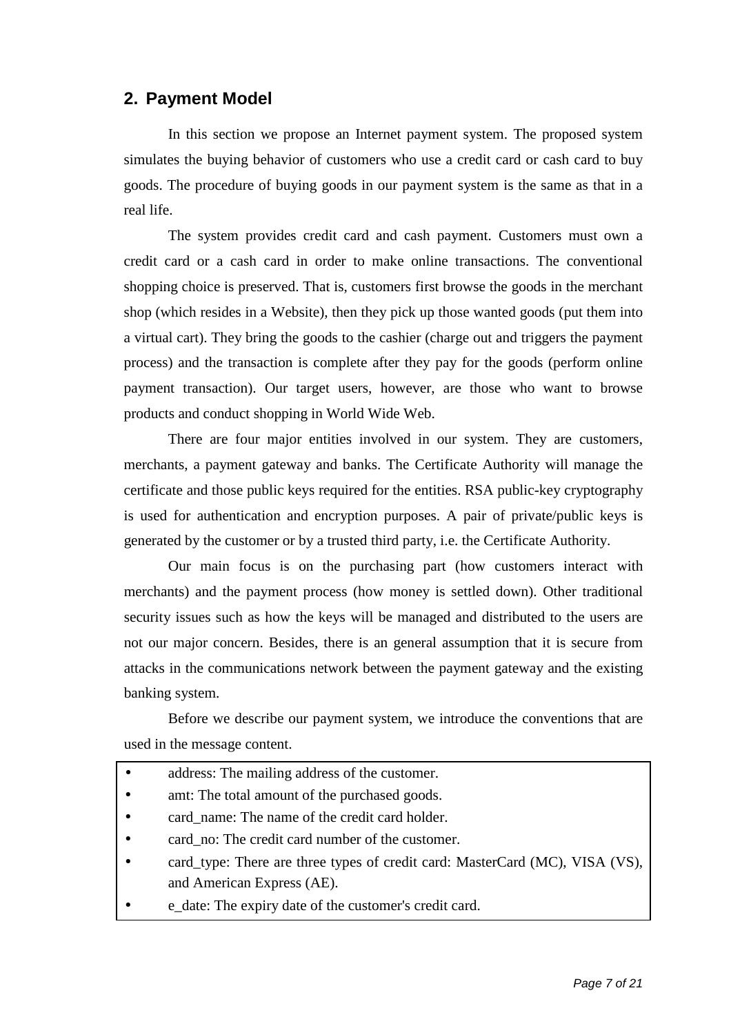## 2. Payment Model

In this section we propose an Internet payment system. The proposed system simulates the buying behavior of customers who use a credit card or cash card to buy goods. The procedure of buying goods in our payment system is the same as that in a real life.

The system provides credit card and cash payment. Customers must own a credit card or a cash card in order to make online transactions. The conventional shopping choice is preserved. That is, customers first browse the goods in the merchant shop (which resides in a Website), then they pick up those wanted goods (put them into a virtual cart). They bring the goods to the cashier (charge out and triggers the payment process) and the transaction is complete after they pay for the goods (perform online payment transaction). Our target users, however, are those who want to browse products and conduct shopping in World Wide Web.

There are four major entities involved in our system. They are customers, merchants, a payment gateway and banks. The Certificate Authority will manage the certificate and those public keys required for the entities. RSA public-key cryptography is used for authentication and encryption purposes. A pair of private/public keys is generated by the customer or by a trusted third party, i.e. the Certificate Authority.

Our main focus is on the purchasing part (how customers interact with merchants) and the payment process (how money is settled down). Other traditional security issues such as how the keys will be managed and distributed to the users are not our major concern. Besides, there is an general assumption that it is secure from attacks in the communications network between the payment gateway and the existing banking system.

Before we describe our payment system, we introduce the conventions that are used in the message content.

- address: The mailing address of the customer.
- amt: The total amount of the purchased goods.
- card_name: The name of the credit card holder.
- card_no: The credit card number of the customer.
- card_type: There are three types of credit card: MasterCard (MC), VISA (VS), and American Express (AE).
- e_date: The expiry date of the customer's credit card.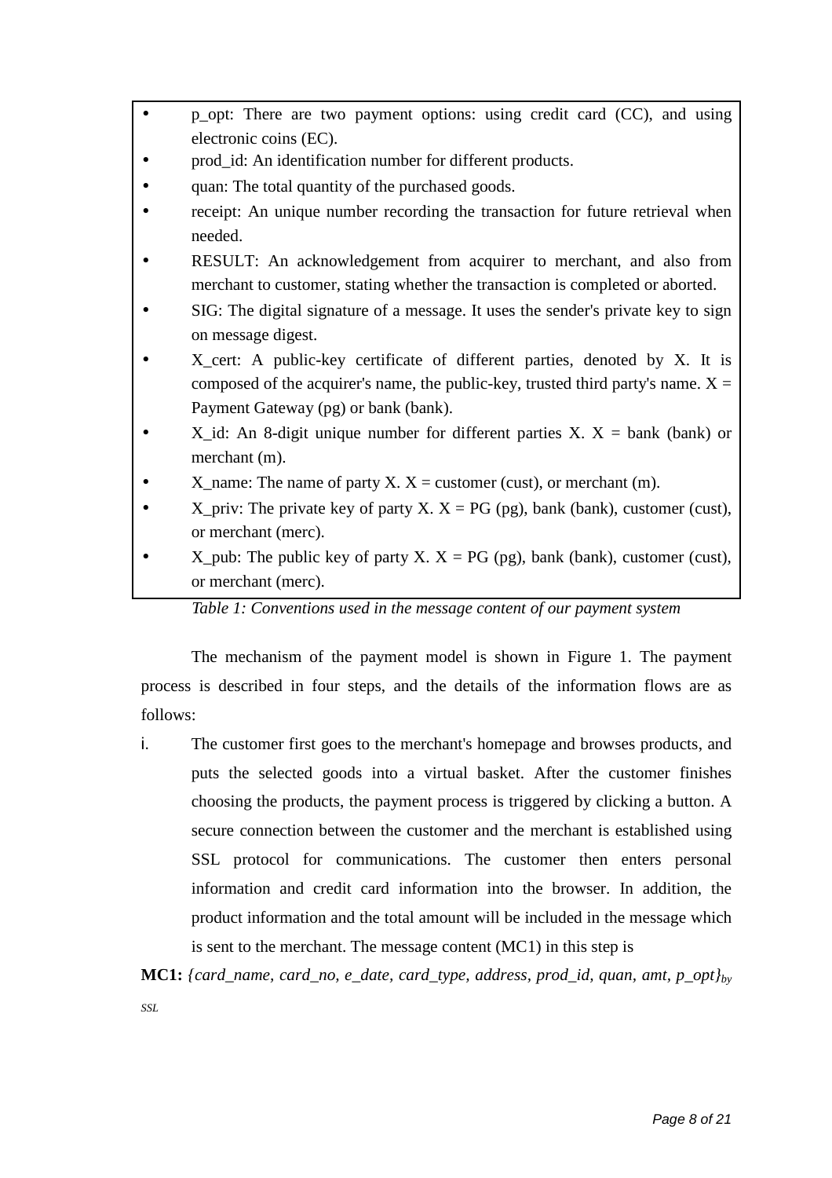- p_opt: There are two payment options: using credit card (CC), and using electronic coins (EC).
- prod_id: An identification number for different products.
- quan: The total quantity of the purchased goods.
- receipt: An unique number recording the transaction for future retrieval when needed.
- RESULT: An acknowledgement from acquirer to merchant, and also from merchant to customer, stating whether the transaction is completed or aborted.
- SIG: The digital signature of a message. It uses the sender's private key to sign on message digest.
- X_cert: A public-key certificate of different parties, denoted by X. It is composed of the acquirer's name, the public-key, trusted third party's name. X = Payment Gateway (pg) or bank (bank).
- X_id: An 8-digit unique number for different parties X. X = bank (bank) or merchant (m).
- X_name: The name of party X. X = customer (cust), or merchant (m).
- X_priv: The private key of party X. X = PG (pg), bank (bank), customer (cust), or merchant (merc).
- X_pub: The public key of party X. X = PG (pg), bank (bank), customer (cust), or merchant (merc).

*Table 1: Conventions used in the message content of our payment system*

The mechanism of the payment model is shown in Figure 1. The payment process is described in four steps, and the details of the information flows are as follows:

i. The customer first goes to the merchant's homepage and browses products, and puts the selected goods into a virtual basket. After the customer finishes choosing the products, the payment process is triggered by clicking a button. A secure connection between the customer and the merchant is established using SSL protocol for communications. The customer then enters personal information and credit card information into the browser. In addition, the product information and the total amount will be included in the message which is sent to the merchant. The message content (MC1) in this step is

**MC1:** $\{card\_name, card\_no, e\_date, card\_type, address, prod\_id, quan, amt, p\_opt\}_{by\ SSL}$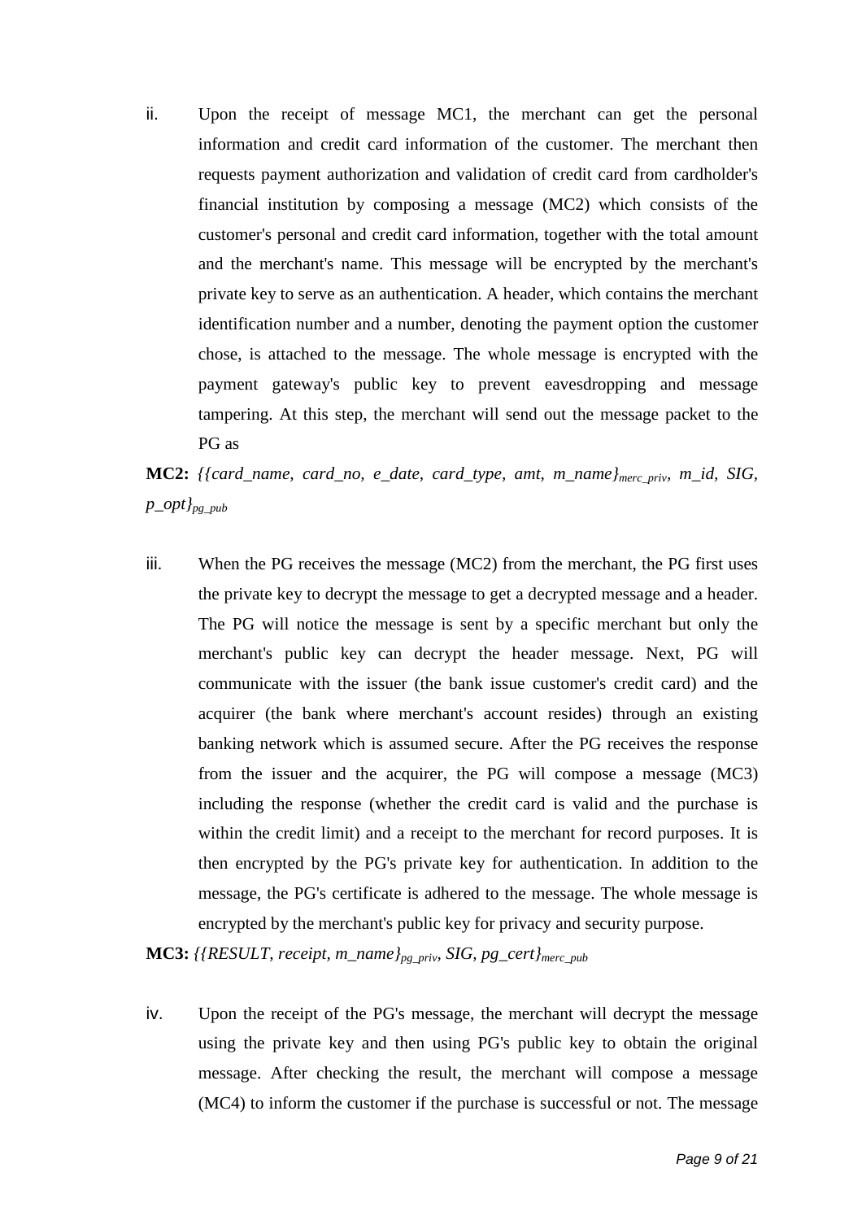ii. Upon the receipt of message MC1, the merchant can get the personal information and credit card information of the customer. The merchant then requests payment authorization and validation of credit card from cardholder's financial institution by composing a message (MC2) which consists of the customer's personal and credit card information, together with the total amount and the merchant's name. This message will be encrypted by the merchant's private key to serve as an authentication. A header, which contains the merchant identification number and a number, denoting the payment option the customer chose, is attached to the message. The whole message is encrypted with the payment gateway's public key to prevent eavesdropping and message tampering. At this step, the merchant will send out the message packet to the PG as

**MC2:** $\{\{card\_name,\ card\_no,\ e\_date,\ card\_type,\ amt,\ m\_name\}_{merc\_priv},\ m\_id,\ SIG,\ p\_opt\}_{pg\_pub}$

iii. When the PG receives the message (MC2) from the merchant, the PG first uses the private key to decrypt the message to get a decrypted message and a header. The PG will notice the message is sent by a specific merchant but only the merchant's public key can decrypt the header message. Next, PG will communicate with the issuer (the bank issue customer's credit card) and the acquirer (the bank where merchant's account resides) through an existing banking network which is assumed secure. After the PG receives the response from the issuer and the acquirer, the PG will compose a message (MC3) including the response (whether the credit card is valid and the purchase is within the credit limit) and a receipt to the merchant for record purposes. It is then encrypted by the PG's private key for authentication. In addition to the message, the PG's certificate is adhered to the message. The whole message is encrypted by the merchant's public key for privacy and security purpose.

**MC3:** $\{\{RESULT,\ receipt,\ m\_name\}_{pg\_priv},\ SIG,\ pg\_cert\}_{merc\_pub}$

iv. Upon the receipt of the PG's message, the merchant will decrypt the message using the private key and then using PG's public key to obtain the original message. After checking the result, the merchant will compose a message (MC4) to inform the customer if the purchase is successful or not. The message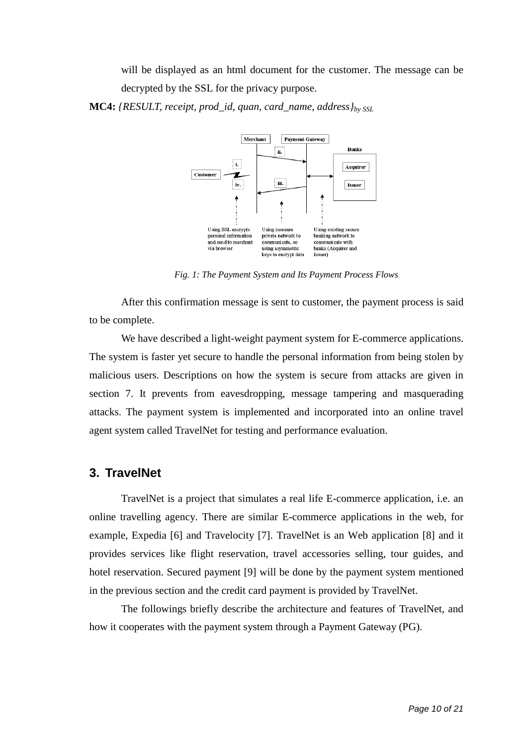will be displayed as an html document for the customer. The message can be decrypted by the SSL for the privacy purpose.

**MC4:** *{RESULT, receipt, prod_id, quan, card_name, address}*$_{by\ SSL}$

*Fig. 1: The Payment System and Its Payment Process Flows*

After this confirmation message is sent to customer, the payment process is said to be complete.

We have described a light-weight payment system for E-commerce applications. The system is faster yet secure to handle the personal information from being stolen by malicious users. Descriptions on how the system is secure from attacks are given in section 7. It prevents from eavesdropping, message tampering and masquerading attacks. The payment system is implemented and incorporated into an online travel agent system called TravelNet for testing and performance evaluation.

## 3. TravelNet

TravelNet is a project that simulates a real life E-commerce application, i.e. an online travelling agency. There are similar E-commerce applications in the web, for example, Expedia [6] and Travelocity [7]. TravelNet is an Web application [8] and it provides services like flight reservation, travel accessories selling, tour guides, and hotel reservation. Secured payment [9] will be done by the payment system mentioned in the previous section and the credit card payment is provided by TravelNet.

The followings briefly describe the architecture and features of TravelNet, and how it cooperates with the payment system through a Payment Gateway (PG).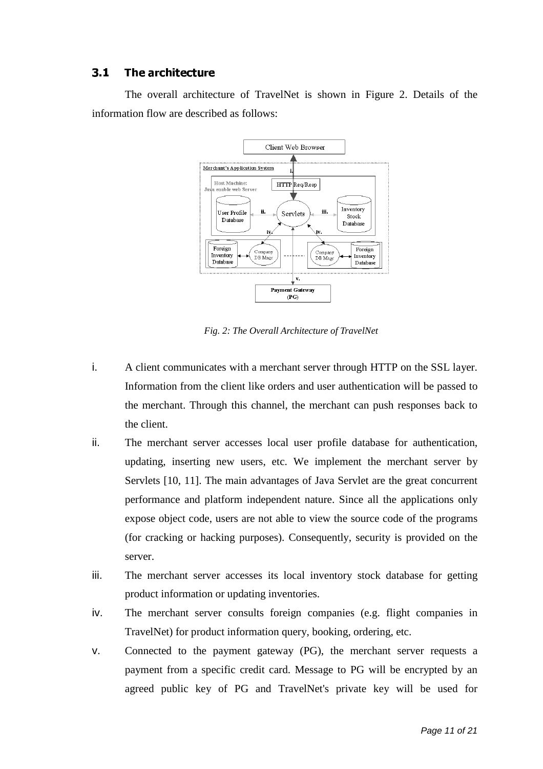## 3.1 The architecture

The overall architecture of TravelNet is shown in Figure 2. Details of the information flow are described as follows:

*Fig. 2: The Overall Architecture of TravelNet*

i. A client communicates with a merchant server through HTTP on the SSL layer. Information from the client like orders and user authentication will be passed to the merchant. Through this channel, the merchant can push responses back to the client.

ii. The merchant server accesses local user profile database for authentication, updating, inserting new users, etc. We implement the merchant server by Servlets [10, 11]. The main advantages of Java Servlet are the great concurrent performance and platform independent nature. Since all the applications only expose object code, users are not able to view the source code of the programs (for cracking or hacking purposes). Consequently, security is provided on the server.

iii. The merchant server accesses its local inventory stock database for getting product information or updating inventories.

iv. The merchant server consults foreign companies (e.g. flight companies in TravelNet) for product information query, booking, ordering, etc.

v. Connected to the payment gateway (PG), the merchant server requests a payment from a specific credit card. Message to PG will be encrypted by an agreed public key of PG and TravelNet's private key will be used for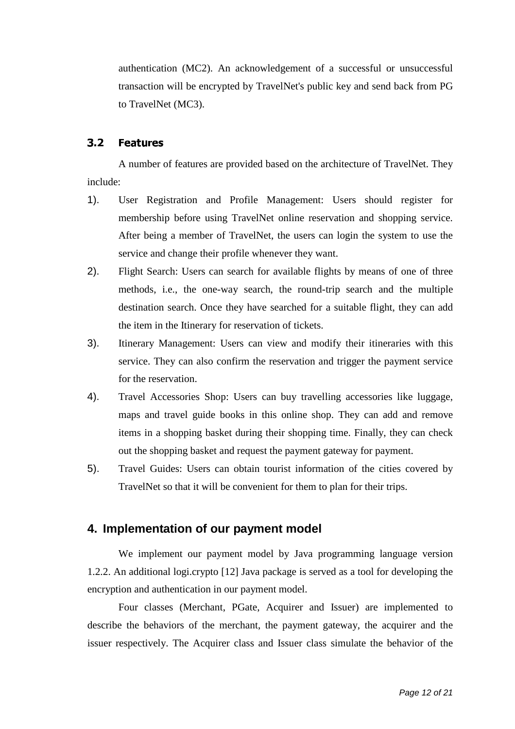authentication (MC2). An acknowledgement of a successful or unsuccessful transaction will be encrypted by TravelNet's public key and send back from PG to TravelNet (MC3).

### 3.2 Features

A number of features are provided based on the architecture of TravelNet. They include:

1). User Registration and Profile Management: Users should register for membership before using TravelNet online reservation and shopping service. After being a member of TravelNet, the users can login the system to use the service and change their profile whenever they want.

2). Flight Search: Users can search for available flights by means of one of three methods, i.e., the one-way search, the round-trip search and the multiple destination search. Once they have searched for a suitable flight, they can add the item in the Itinerary for reservation of tickets.

3). Itinerary Management: Users can view and modify their itineraries with this service. They can also confirm the reservation and trigger the payment service for the reservation.

4). Travel Accessories Shop: Users can buy travelling accessories like luggage, maps and travel guide books in this online shop. They can add and remove items in a shopping basket during their shopping time. Finally, they can check out the shopping basket and request the payment gateway for payment.

5). Travel Guides: Users can obtain tourist information of the cities covered by TravelNet so that it will be convenient for them to plan for their trips.

## 4. Implementation of our payment model

We implement our payment model by Java programming language version 1.2.2. An additional logi.crypto [12] Java package is served as a tool for developing the encryption and authentication in our payment model.

Four classes (Merchant, PGate, Acquirer and Issuer) are implemented to describe the behaviors of the merchant, the payment gateway, the acquirer and the issuer respectively. The Acquirer class and Issuer class simulate the behavior of the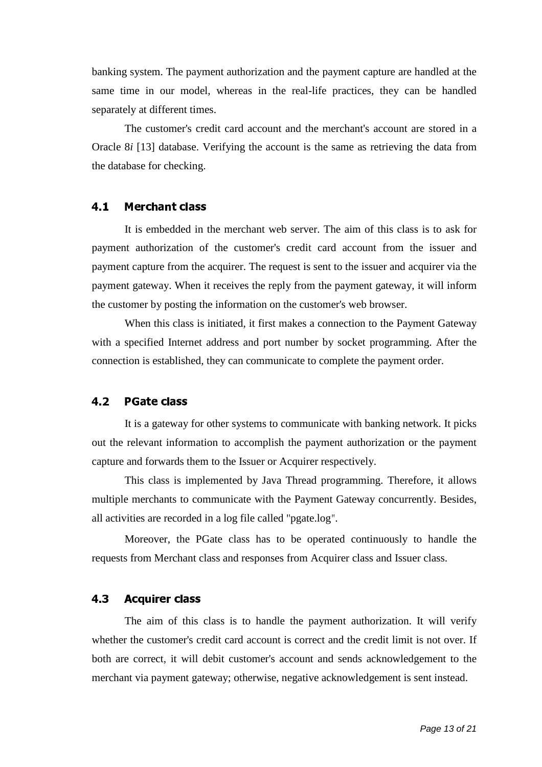banking system. The payment authorization and the payment capture are handled at the same time in our model, whereas in the real-life practices, they can be handled separately at different times.

The customer's credit card account and the merchant's account are stored in a Oracle 8*i* [13] database. Verifying the account is the same as retrieving the data from the database for checking.

### 4.1 Merchant class

It is embedded in the merchant web server. The aim of this class is to ask for payment authorization of the customer's credit card account from the issuer and payment capture from the acquirer. The request is sent to the issuer and acquirer via the payment gateway. When it receives the reply from the payment gateway, it will inform the customer by posting the information on the customer's web browser.

When this class is initiated, it first makes a connection to the Payment Gateway with a specified Internet address and port number by socket programming. After the connection is established, they can communicate to complete the payment order.

### 4.2 PGate class

It is a gateway for other systems to communicate with banking network. It picks out the relevant information to accomplish the payment authorization or the payment capture and forwards them to the Issuer or Acquirer respectively.

This class is implemented by Java Thread programming. Therefore, it allows multiple merchants to communicate with the Payment Gateway concurrently. Besides, all activities are recorded in a log file called "pgate.log".

Moreover, the PGate class has to be operated continuously to handle the requests from Merchant class and responses from Acquirer class and Issuer class.

### 4.3 Acquirer class

The aim of this class is to handle the payment authorization. It will verify whether the customer's credit card account is correct and the credit limit is not over. If both are correct, it will debit customer's account and sends acknowledgement to the merchant via payment gateway; otherwise, negative acknowledgement is sent instead.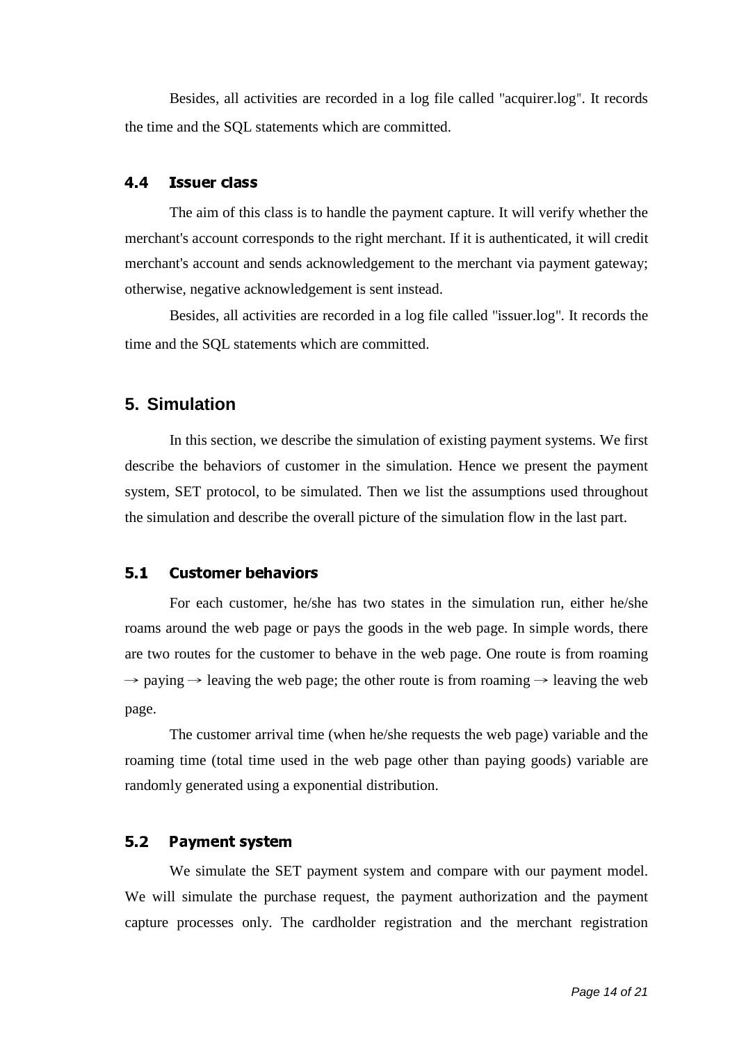Besides, all activities are recorded in a log file called "acquirer.log". It records the time and the SQL statements which are committed.

### 4.4 Issuer class

The aim of this class is to handle the payment capture. It will verify whether the merchant's account corresponds to the right merchant. If it is authenticated, it will credit merchant's account and sends acknowledgement to the merchant via payment gateway; otherwise, negative acknowledgement is sent instead.

Besides, all activities are recorded in a log file called "issuer.log". It records the time and the SQL statements which are committed.

## 5. Simulation

In this section, we describe the simulation of existing payment systems. We first describe the behaviors of customer in the simulation. Hence we present the payment system, SET protocol, to be simulated. Then we list the assumptions used throughout the simulation and describe the overall picture of the simulation flow in the last part.

### 5.1 Customer behaviors

For each customer, he/she has two states in the simulation run, either he/she roams around the web page or pays the goods in the web page. In simple words, there are two routes for the customer to behave in the web page. One route is from roaming → paying → leaving the web page; the other route is from roaming → leaving the web page.

The customer arrival time (when he/she requests the web page) variable and the roaming time (total time used in the web page other than paying goods) variable are randomly generated using a exponential distribution.

### 5.2 Payment system

We simulate the SET payment system and compare with our payment model. We will simulate the purchase request, the payment authorization and the payment capture processes only. The cardholder registration and the merchant registration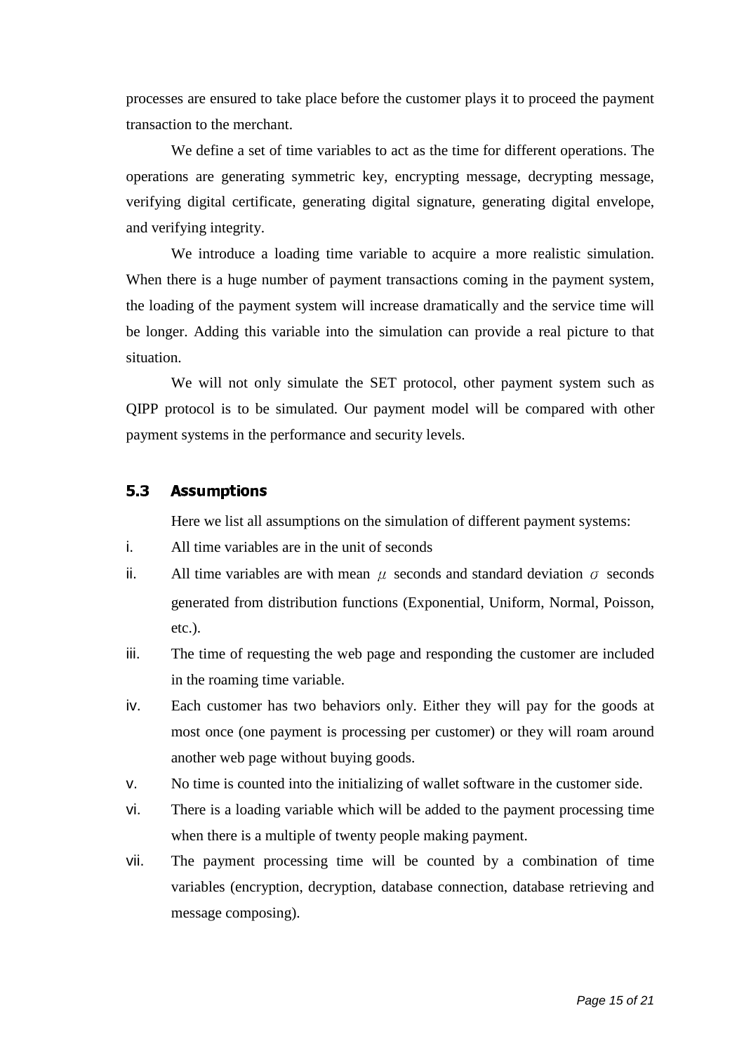processes are ensured to take place before the customer plays it to proceed the payment transaction to the merchant.

We define a set of time variables to act as the time for different operations. The operations are generating symmetric key, encrypting message, decrypting message, verifying digital certificate, generating digital signature, generating digital envelope, and verifying integrity.

We introduce a loading time variable to acquire a more realistic simulation. When there is a huge number of payment transactions coming in the payment system, the loading of the payment system will increase dramatically and the service time will be longer. Adding this variable into the simulation can provide a real picture to that situation.

We will not only simulate the SET protocol, other payment system such as QIPP protocol is to be simulated. Our payment model will be compared with other payment systems in the performance and security levels.

## 5.3 Assumptions

Here we list all assumptions on the simulation of different payment systems:

i. All time variables are in the unit of seconds

ii. All time variables are with mean $\mu$ seconds and standard deviation $\sigma$ seconds generated from distribution functions (Exponential, Uniform, Normal, Poisson, etc.).

iii. The time of requesting the web page and responding the customer are included in the roaming time variable.

iv. Each customer has two behaviors only. Either they will pay for the goods at most once (one payment is processing per customer) or they will roam around another web page without buying goods.

v. No time is counted into the initializing of wallet software in the customer side.

vi. There is a loading variable which will be added to the payment processing time when there is a multiple of twenty people making payment.

vii. The payment processing time will be counted by a combination of time variables (encryption, decryption, database connection, database retrieving and message composing).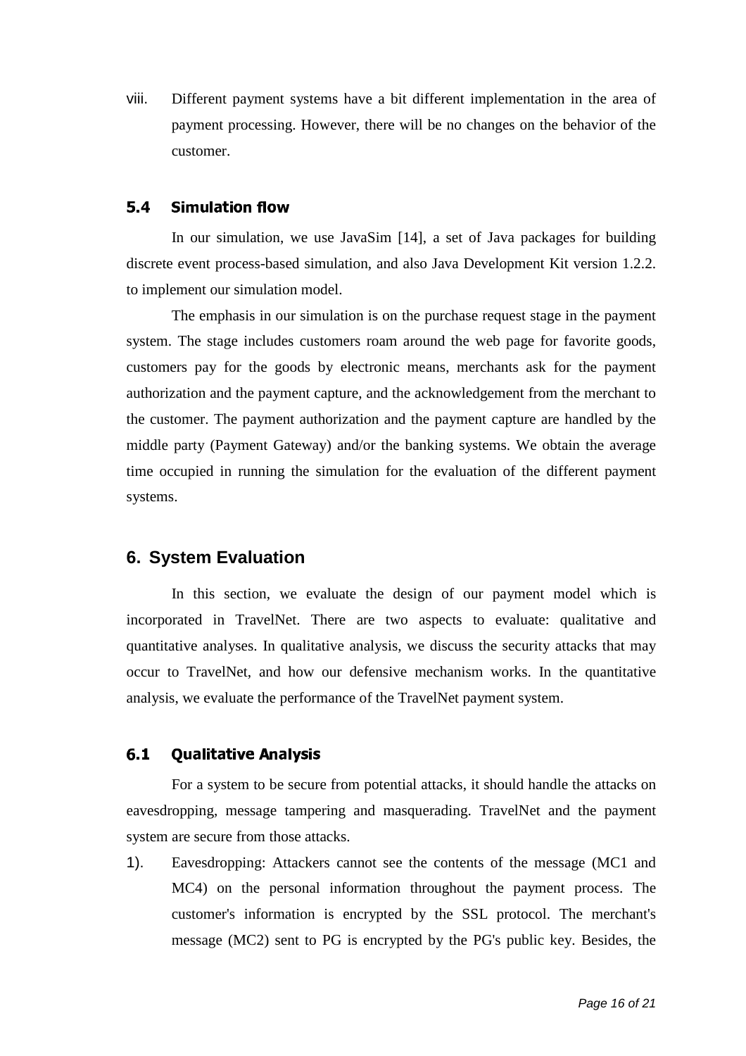viii. Different payment systems have a bit different implementation in the area of payment processing. However, there will be no changes on the behavior of the customer.

### 5.4 Simulation flow

In our simulation, we use JavaSim [14], a set of Java packages for building discrete event process-based simulation, and also Java Development Kit version 1.2.2. to implement our simulation model.

The emphasis in our simulation is on the purchase request stage in the payment system. The stage includes customers roam around the web page for favorite goods, customers pay for the goods by electronic means, merchants ask for the payment authorization and the payment capture, and the acknowledgement from the merchant to the customer. The payment authorization and the payment capture are handled by the middle party (Payment Gateway) and/or the banking systems. We obtain the average time occupied in running the simulation for the evaluation of the different payment systems.

## 6. System Evaluation

In this section, we evaluate the design of our payment model which is incorporated in TravelNet. There are two aspects to evaluate: qualitative and quantitative analyses. In qualitative analysis, we discuss the security attacks that may occur to TravelNet, and how our defensive mechanism works. In the quantitative analysis, we evaluate the performance of the TravelNet payment system.

### 6.1 Qualitative Analysis

For a system to be secure from potential attacks, it should handle the attacks on eavesdropping, message tampering and masquerading. TravelNet and the payment system are secure from those attacks.

1). Eavesdropping: Attackers cannot see the contents of the message (MC1 and MC4) on the personal information throughout the payment process. The customer's information is encrypted by the SSL protocol. The merchant's message (MC2) sent to PG is encrypted by the PG's public key. Besides, the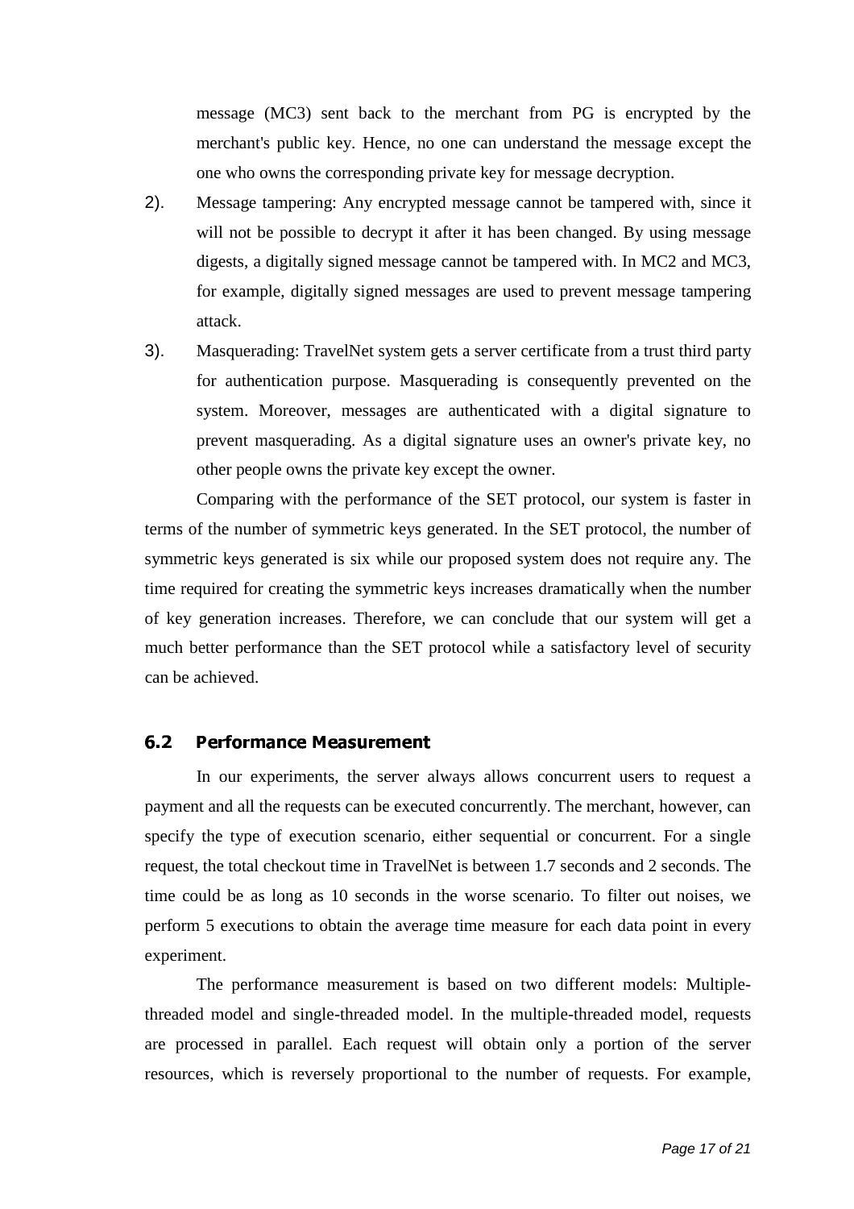message (MC3) sent back to the merchant from PG is encrypted by the merchant's public key. Hence, no one can understand the message except the one who owns the corresponding private key for message decryption.

2). Message tampering: Any encrypted message cannot be tampered with, since it will not be possible to decrypt it after it has been changed. By using message digests, a digitally signed message cannot be tampered with. In MC2 and MC3, for example, digitally signed messages are used to prevent message tampering attack.

3). Masquerading: TravelNet system gets a server certificate from a trust third party for authentication purpose. Masquerading is consequently prevented on the system. Moreover, messages are authenticated with a digital signature to prevent masquerading. As a digital signature uses an owner's private key, no other people owns the private key except the owner.

Comparing with the performance of the SET protocol, our system is faster in terms of the number of symmetric keys generated. In the SET protocol, the number of symmetric keys generated is six while our proposed system does not require any. The time required for creating the symmetric keys increases dramatically when the number of key generation increases. Therefore, we can conclude that our system will get a much better performance than the SET protocol while a satisfactory level of security can be achieved.

## 6.2 Performance Measurement

In our experiments, the server always allows concurrent users to request a payment and all the requests can be executed concurrently. The merchant, however, can specify the type of execution scenario, either sequential or concurrent. For a single request, the total checkout time in TravelNet is between 1.7 seconds and 2 seconds. The time could be as long as 10 seconds in the worse scenario. To filter out noises, we perform 5 executions to obtain the average time measure for each data point in every experiment.

The performance measurement is based on two different models: Multiple-threaded model and single-threaded model. In the multiple-threaded model, requests are processed in parallel. Each request will obtain only a portion of the server resources, which is reversely proportional to the number of requests. For example,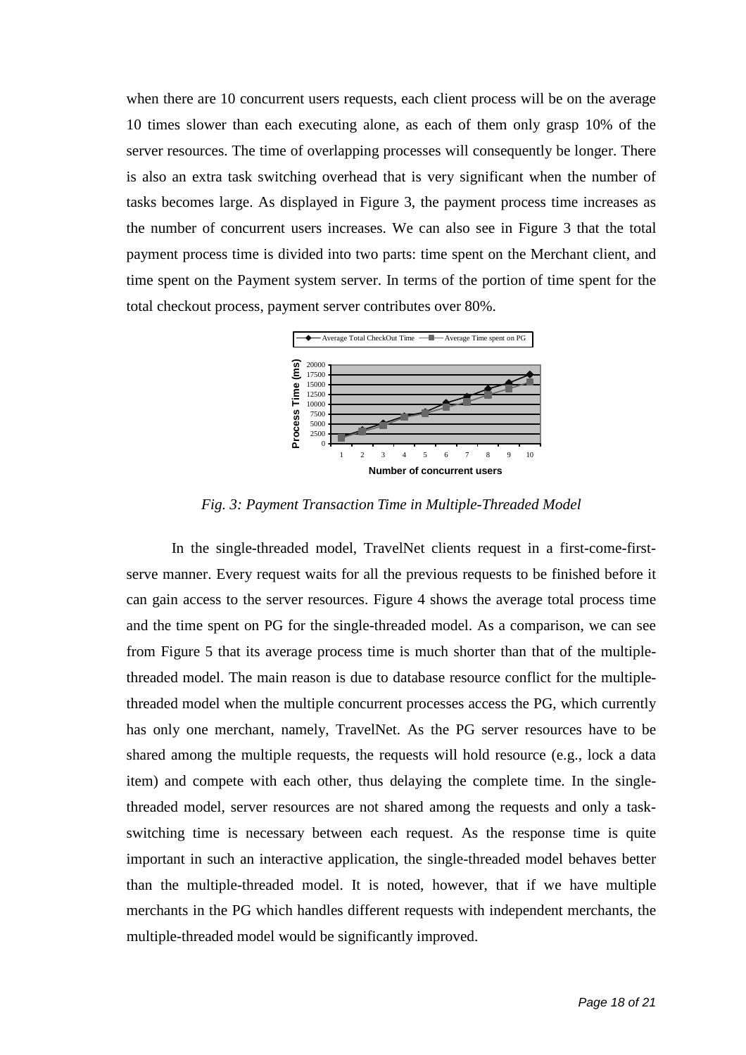when there are 10 concurrent users requests, each client process will be on the average 10 times slower than each executing alone, as each of them only grasp 10% of the server resources. The time of overlapping processes will consequently be longer. There is also an extra task switching overhead that is very significant when the number of tasks becomes large. As displayed in Figure 3, the payment process time increases as the number of concurrent users increases. We can also see in Figure 3 that the total payment process time is divided into two parts: time spent on the Merchant client, and time spent on the Payment system server. In terms of the portion of time spent for the total checkout process, payment server contributes over 80%.

*Fig. 3: Payment Transaction Time in Multiple-Threaded Model*

In the single-threaded model, TravelNet clients request in a first-come-first-serve manner. Every request waits for all the previous requests to be finished before it can gain access to the server resources. Figure 4 shows the average total process time and the time spent on PG for the single-threaded model. As a comparison, we can see from Figure 5 that its average process time is much shorter than that of the multiple-threaded model. The main reason is due to database resource conflict for the multiple-threaded model when the multiple concurrent processes access the PG, which currently has only one merchant, namely, TravelNet. As the PG server resources have to be shared among the multiple requests, the requests will hold resource (e.g., lock a data item) and compete with each other, thus delaying the complete time. In the single-threaded model, server resources are not shared among the requests and only a task-switching time is necessary between each request. As the response time is quite important in such an interactive application, the single-threaded model behaves better than the multiple-threaded model. It is noted, however, that if we have multiple merchants in the PG which handles different requests with independent merchants, the multiple-threaded model would be significantly improved.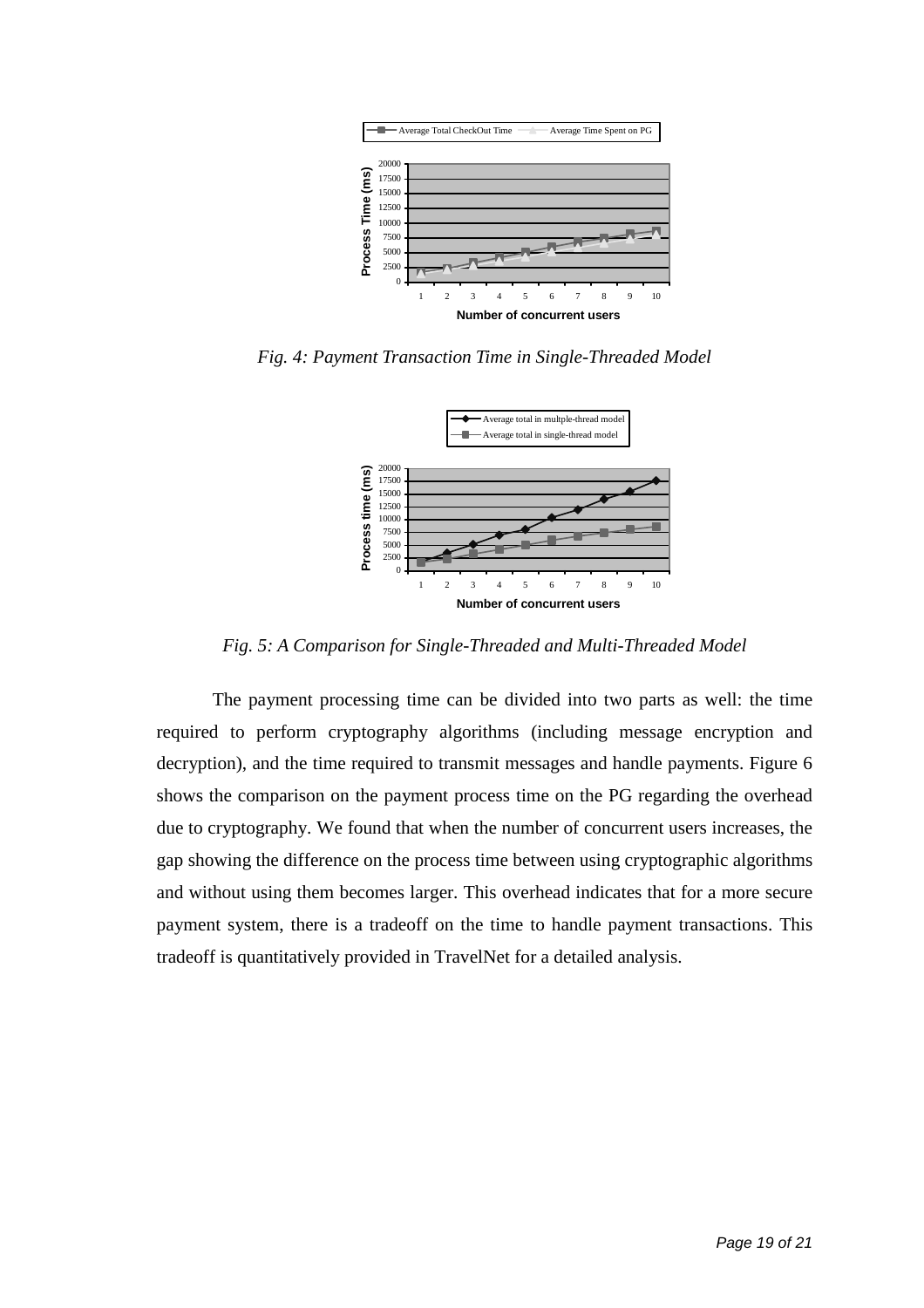*Fig. 4: Payment Transaction Time in Single-Threaded Model*

*Fig. 5: A Comparison for Single-Threaded and Multi-Threaded Model*

The payment processing time can be divided into two parts as well: the time required to perform cryptography algorithms (including message encryption and decryption), and the time required to transmit messages and handle payments. Figure 6 shows the comparison on the payment process time on the PG regarding the overhead due to cryptography. We found that when the number of concurrent users increases, the gap showing the difference on the process time between using cryptographic algorithms and without using them becomes larger. This overhead indicates that for a more secure payment system, there is a tradeoff on the time to handle payment transactions. This tradeoff is quantitatively provided in TravelNet for a detailed analysis.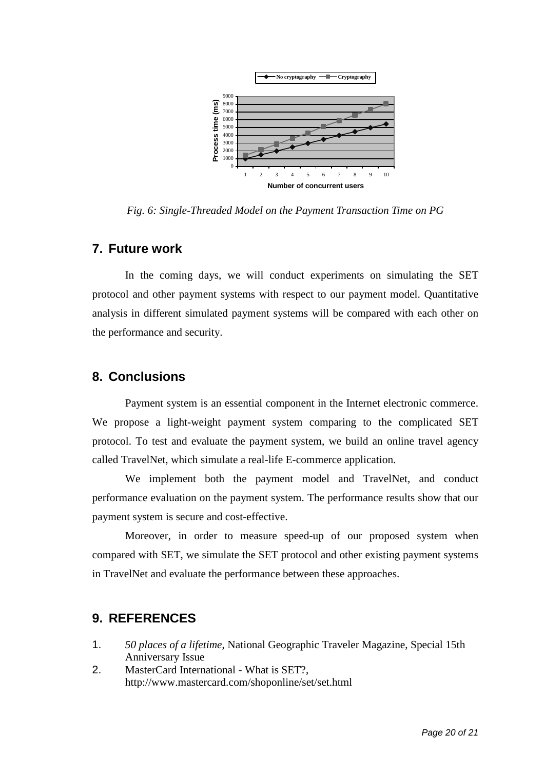Fig. 6: Single-Threaded Model on the Payment Transaction Time on PG

## 7. Future work

In the coming days, we will conduct experiments on simulating the SET protocol and other payment systems with respect to our payment model. Quantitative analysis in different simulated payment systems will be compared with each other on the performance and security.

## 8. Conclusions

Payment system is an essential component in the Internet electronic commerce. We propose a light-weight payment system comparing to the complicated SET protocol. To test and evaluate the payment system, we build an online travel agency called TravelNet, which simulate a real-life E-commerce application.

We implement both the payment model and TravelNet, and conduct performance evaluation on the payment system. The performance results show that our payment system is secure and cost-effective.

Moreover, in order to measure speed-up of our proposed system when compared with SET, we simulate the SET protocol and other existing payment systems in TravelNet and evaluate the performance between these approaches.

## 9. REFERENCES

1. *50 places of a lifetime*, National Geographic Traveler Magazine, Special 15th Anniversary Issue
2. MasterCard International - What is SET?, http://www.mastercard.com/shoponline/set/set.html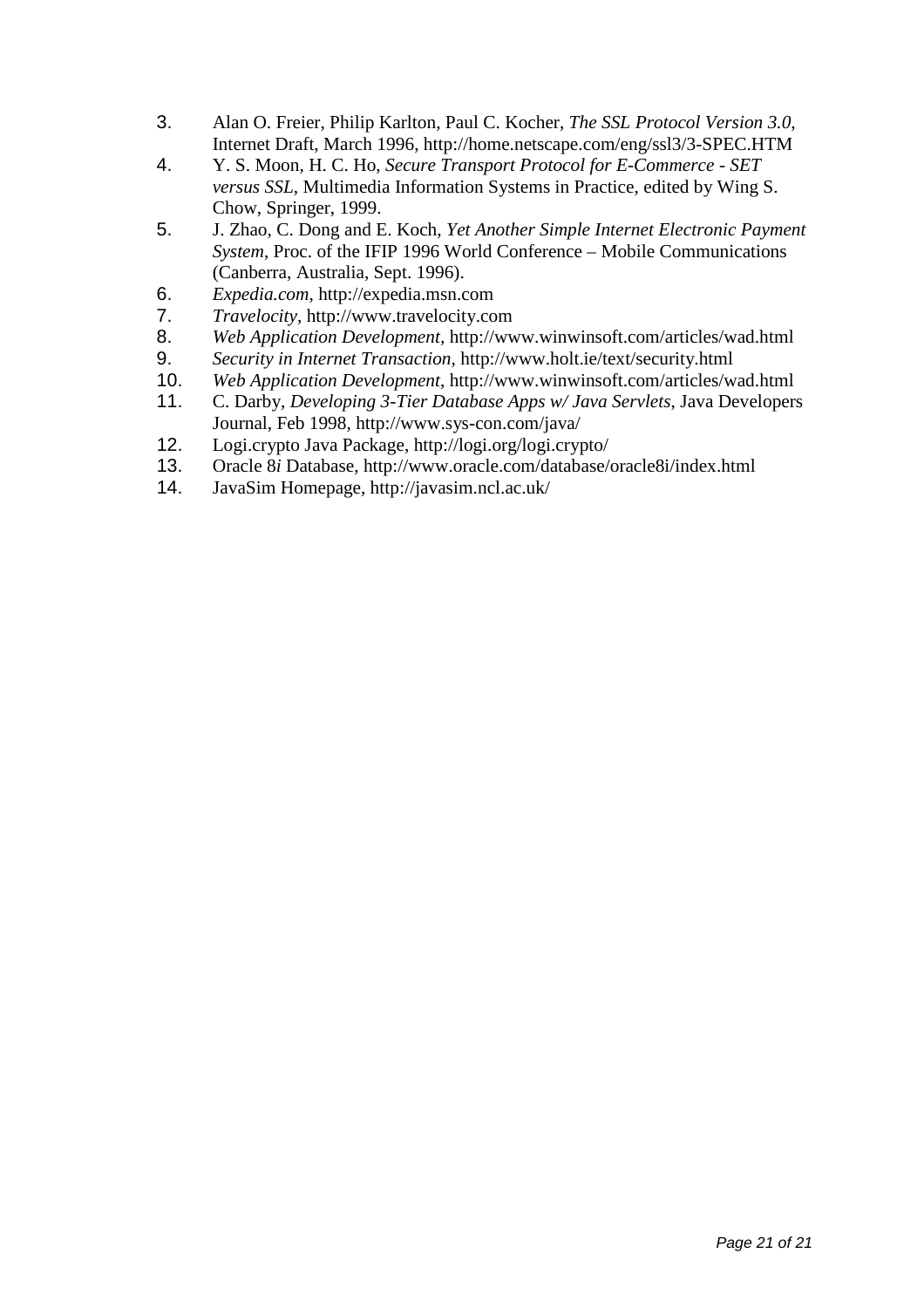3. Alan O. Freier, Philip Karlton, Paul C. Kocher, *The SSL Protocol Version 3.0*, Internet Draft, March 1996, http://home.netscape.com/eng/ssl3/3-SPEC.HTM
4. Y. S. Moon, H. C. Ho, *Secure Transport Protocol for E-Commerce - SET versus SSL*, Multimedia Information Systems in Practice, edited by Wing S. Chow, Springer, 1999.
5. J. Zhao, C. Dong and E. Koch, *Yet Another Simple Internet Electronic Payment System*, Proc. of the IFIP 1996 World Conference – Mobile Communications (Canberra, Australia, Sept. 1996).
6. *Expedia.com*, http://expedia.msn.com
7. *Travelocity*, http://www.travelocity.com
8. *Web Application Development*, http://www.winwinsoft.com/articles/wad.html
9. *Security in Internet Transaction*, http://www.holt.ie/text/security.html
10. *Web Application Development*, http://www.winwinsoft.com/articles/wad.html
11. C. Darby, *Developing 3-Tier Database Apps w/ Java Servlets*, Java Developers Journal, Feb 1998, http://www.sys-con.com/java/
12. Logi.crypto Java Package, http://logi.org/logi.crypto/
13. Oracle 8*i* Database, http://www.oracle.com/database/oracle8i/index.html
14. JavaSim Homepage, http://javasim.ncl.ac.uk/